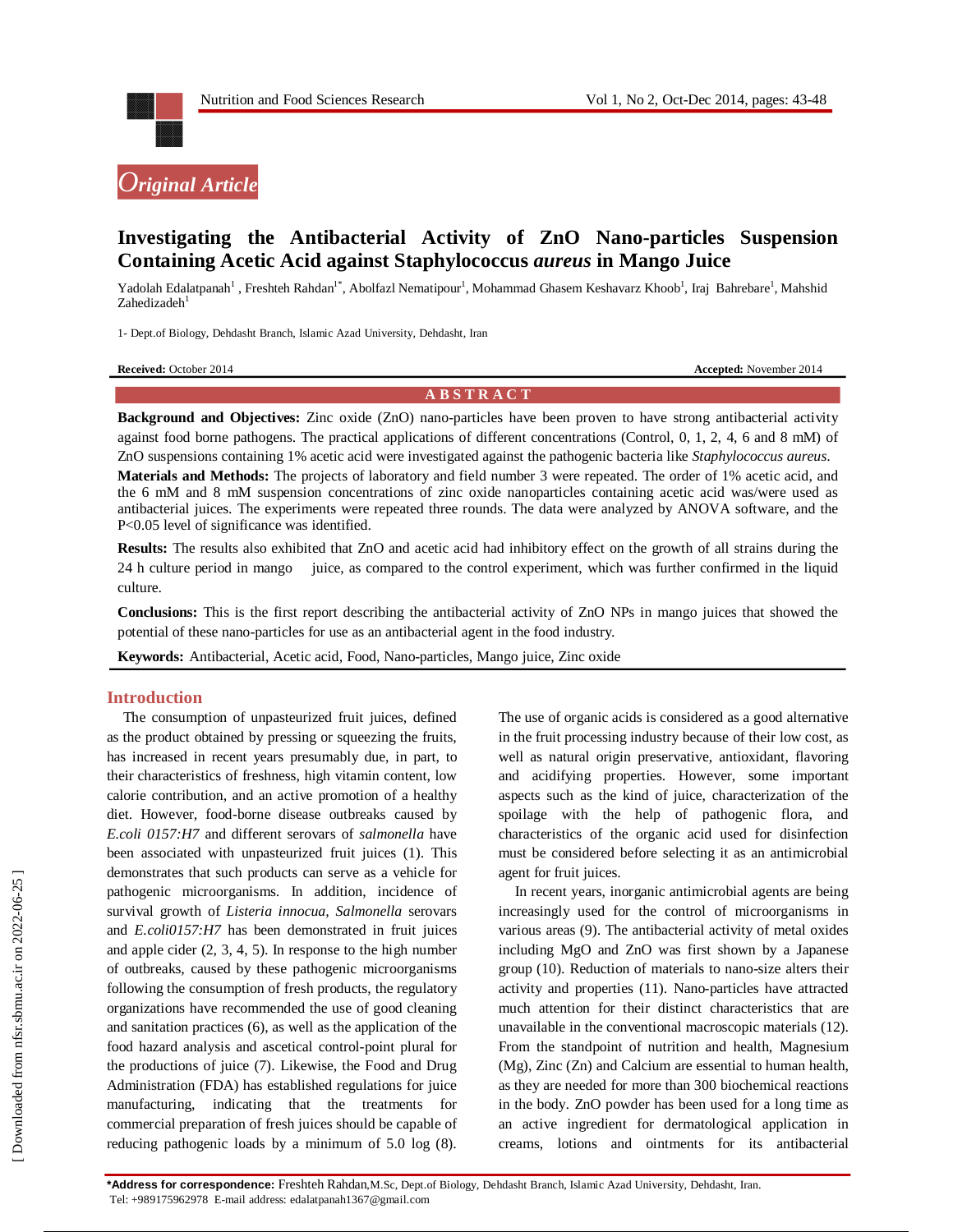*Original Article*

# Investigating the Antibacterial Activity of ZnO Nano-particles Suspension Containing Acetic Acid against Staphylococcus *aureus* in Mango Juice

Yadolah Edalatpanah[1], Freshteh Rahdan[1*], Abolfazl Nematipour[1], Mohammad Ghasem Keshavarz Khoob[1], Iraj Bahrebare[1], Mahshid Zahedizadeh[1]

1- Dept.of Biology, Dehdasht Branch, Islamic Azad University, Dehdasht, Iran

**Received:** October 2014 **Accepted:** November 2014

## ABSTRACT

**Background and Objectives:** Zinc oxide (ZnO) nano-particles have been proven to have strong antibacterial activity against food borne pathogens. The practical applications of different concentrations (Control, 0, 1, 2, 4, 6 and 8 mM) of ZnO suspensions containing 1% acetic acid were investigated against the pathogenic bacteria like *Staphylococcus aureus*.

**Materials and Methods:** The projects of laboratory and field number 3 were repeated. The order of 1% acetic acid, and the 6 mM and 8 mM suspension concentrations of zinc oxide nanoparticles containing acetic acid was/were used as antibacterial juices. The experiments were repeated three rounds. The data were analyzed by ANOVA software, and the P<0.05 level of significance was identified.

**Results:** The results also exhibited that ZnO and acetic acid had inhibitory effect on the growth of all strains during the 24 h culture period in mango juice, as compared to the control experiment, which was further confirmed in the liquid culture.

**Conclusions:** This is the first report describing the antibacterial activity of ZnO NPs in mango juices that showed the potential of these nano-particles for use as an antibacterial agent in the food industry.

**Keywords:** Antibacterial, Acetic acid, Food, Nano-particles, Mango juice, Zinc oxide

## Introduction

The consumption of unpasteurized fruit juices, defined as the product obtained by pressing or squeezing the fruits, has increased in recent years presumably due, in part, to their characteristics of freshness, high vitamin content, low calorie contribution, and an active promotion of a healthy diet. However, food-borne disease outbreaks caused by *E.coli 0157:H7* and different serovars of *salmonella* have been associated with unpasteurized fruit juices (1). This demonstrates that such products can serve as a vehicle for pathogenic microorganisms. In addition, incidence of survival growth of *Listeria innocua, Salmonella* serovars and *E.coli0157:H7* has been demonstrated in fruit juices and apple cider (2, 3, 4, 5). In response to the high number of outbreaks, caused by these pathogenic microorganisms following the consumption of fresh products, the regulatory organizations have recommended the use of good cleaning and sanitation practices (6), as well as the application of the food hazard analysis and ascetical control-point plural for the productions of juice (7). Likewise, the Food and Drug Administration (FDA) has established regulations for juice manufacturing, indicating that the treatments for commercial preparation of fresh juices should be capable of reducing pathogenic loads by a minimum of 5.0 log (8).

The use of organic acids is considered as a good alternative in the fruit processing industry because of their low cost, as well as natural origin preservative, antioxidant, flavoring and acidifying properties. However, some important aspects such as the kind of juice, characterization of the spoilage with the help of pathogenic flora, and characteristics of the organic acid used for disinfection must be considered before selecting it as an antimicrobial agent for fruit juices.

In recent years, inorganic antimicrobial agents are being increasingly used for the control of microorganisms in various areas (9). The antibacterial activity of metal oxides including MgO and ZnO was first shown by a Japanese group (10). Reduction of materials to nano-size alters their activity and properties (11). Nano-particles have attracted much attention for their distinct characteristics that are unavailable in the conventional macroscopic materials (12). From the standpoint of nutrition and health, Magnesium (Mg), Zinc (Zn) and Calcium are essential to human health, as they are needed for more than 300 biochemical reactions in the body. ZnO powder has been used for a long time as an active ingredient for dermatological application in creams, lotions and ointments for its antibacterial

**\*Address for correspondence:** Freshteh Rahdan,M.Sc, Dept.of Biology, Dehdasht Branch, Islamic Azad University, Dehdasht, Iran. Tel: +989175962978 E-mail address: edalatpanah1367@gmail.com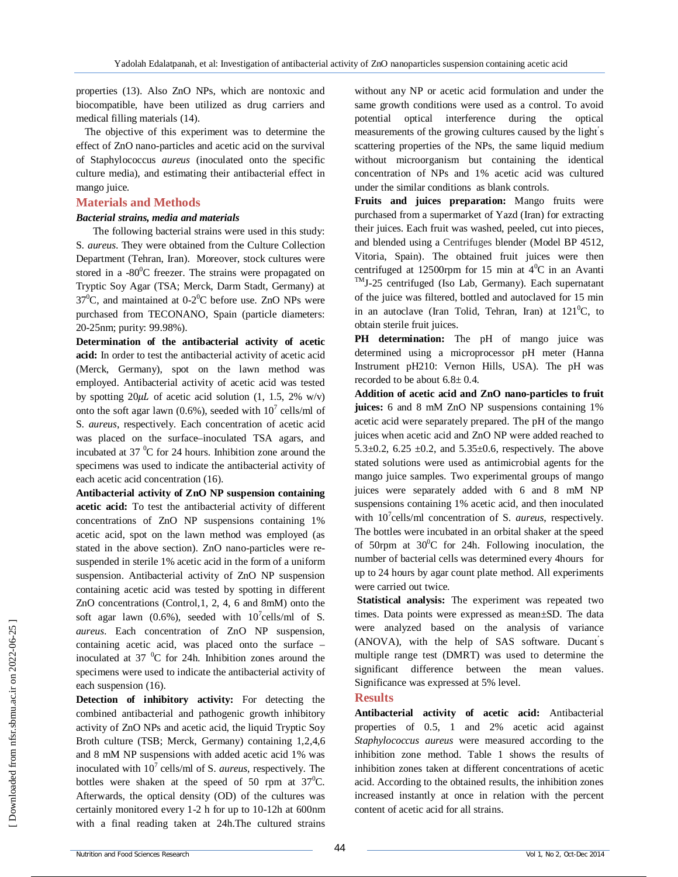properties (13). Also ZnO NPs, which are nontoxic and biocompatible, have been utilized as drug carriers and medical filling materials (14).

The objective of this experiment was to determine the effect of ZnO nano-particles and acetic acid on the survival of Staphylococcus *aureus* (inoculated onto the specific culture media), and estimating their antibacterial effect in mango juice.

## Materials and Methods

### *Bacterial strains, media and materials*

The following bacterial strains were used in this study: S. *aureus*. They were obtained from the Culture Collection Department (Tehran, Iran). Moreover, stock cultures were stored in a -80$^0$C freezer. The strains were propagated on Tryptic Soy Agar (TSA; Merck, Darm Stadt, Germany) at 37$^0$C, and maintained at 0-2$^0$C before use. ZnO NPs were purchased from TECONANO, Spain (particle diameters: 20-25nm; purity: 99.98%).

**Determination of the antibacterial activity of acetic acid:** In order to test the antibacterial activity of acetic acid (Merck, Germany), spot on the lawn method was employed. Antibacterial activity of acetic acid was tested by spotting 20$\mu L$ of acetic acid solution (1, 1.5, 2% w/v) onto the soft agar lawn (0.6%), seeded with $10^7$ cells/ml of S. *aureus*, respectively. Each concentration of acetic acid was placed on the surface–inoculated TSA agars, and incubated at 37 $^0$C for 24 hours. Inhibition zone around the specimens was used to indicate the antibacterial activity of each acetic acid concentration (16).

**Antibacterial activity of ZnO NP suspension containing acetic acid:** To test the antibacterial activity of different concentrations of ZnO NP suspensions containing 1% acetic acid, spot on the lawn method was employed (as stated in the above section). ZnO nano-particles were re-suspended in sterile 1% acetic acid in the form of a uniform suspension. Antibacterial activity of ZnO NP suspension containing acetic acid was tested by spotting in different ZnO concentrations (Control,1, 2, 4, 6 and 8mM) onto the soft agar lawn (0.6%), seeded with $10^7$cells/ml of S. *aureus*. Each concentration of ZnO NP suspension, containing acetic acid, was placed onto the surface – inoculated at 37 $^0$C for 24h. Inhibition zones around the specimens were used to indicate the antibacterial activity of each suspension (16).

**Detection of inhibitory activity:** For detecting the combined antibacterial and pathogenic growth inhibitory activity of ZnO NPs and acetic acid, the liquid Tryptic Soy Broth culture (TSB; Merck, Germany) containing 1,2,4,6 and 8 mM NP suspensions with added acetic acid 1% was inoculated with $10^7$ cells/ml of S. *aureus*, respectively. The bottles were shaken at the speed of 50 rpm at 37$^0$C. Afterwards, the optical density (OD) of the cultures was certainly monitored every 1-2 h for up to 10-12h at 600nm with a final reading taken at 24h.The cultured strains without any NP or acetic acid formulation and under the same growth conditions were used as a control. To avoid potential optical interference during the optical measurements of the growing cultures caused by the light's scattering properties of the NPs, the same liquid medium without microorganism but containing the identical concentration of NPs and 1% acetic acid was cultured under the similar conditions as blank controls.

**Fruits and juices preparation:** Mango fruits were purchased from a supermarket of Yazd (Iran) for extracting their juices. Each fruit was washed, peeled, cut into pieces, and blended using a Centrifuges blender (Model BP 4512, Vitoria, Spain). The obtained fruit juices were then centrifuged at 12500rpm for 15 min at 4$^0$C in an Avanti $^{TM}$J-25 centrifuged (Iso Lab, Germany). Each supernatant of the juice was filtered, bottled and autoclaved for 15 min in an autoclave (Iran Tolid, Tehran, Iran) at 121$^0$C, to obtain sterile fruit juices.

**PH determination:** The pH of mango juice was determined using a microprocessor pH meter (Hanna Instrument pH210: Vernon Hills, USA). The pH was recorded to be about 6.8± 0.4.

**Addition of acetic acid and ZnO nano-particles to fruit juices:** 6 and 8 mM ZnO NP suspensions containing 1% acetic acid were separately prepared. The pH of the mango juices when acetic acid and ZnO NP were added reached to 5.3±0.2, 6.25 ±0.2, and 5.35±0.6, respectively. The above stated solutions were used as antimicrobial agents for the mango juice samples. Two experimental groups of mango juices were separately added with 6 and 8 mM NP suspensions containing 1% acetic acid, and then inoculated with $10^7$cells/ml concentration of S. *aureus*, respectively. The bottles were incubated in an orbital shaker at the speed of 50rpm at 30$^0$C for 24h. Following inoculation, the number of bacterial cells was determined every 4hours for up to 24 hours by agar count plate method. All experiments were carried out twice.

**Statistical analysis:** The experiment was repeated two times. Data points were expressed as mean±SD. The data were analyzed based on the analysis of variance (ANOVA), with the help of SAS software. Ducant's multiple range test (DMRT) was used to determine the significant difference between the mean values. Significance was expressed at 5% level.

## Results

**Antibacterial activity of acetic acid:** Antibacterial properties of 0.5, 1 and 2% acetic acid against *Staphylococcus aureus* were measured according to the inhibition zone method. Table 1 shows the results of inhibition zones taken at different concentrations of acetic acid. According to the obtained results, the inhibition zones increased instantly at once in relation with the percent content of acetic acid for all strains.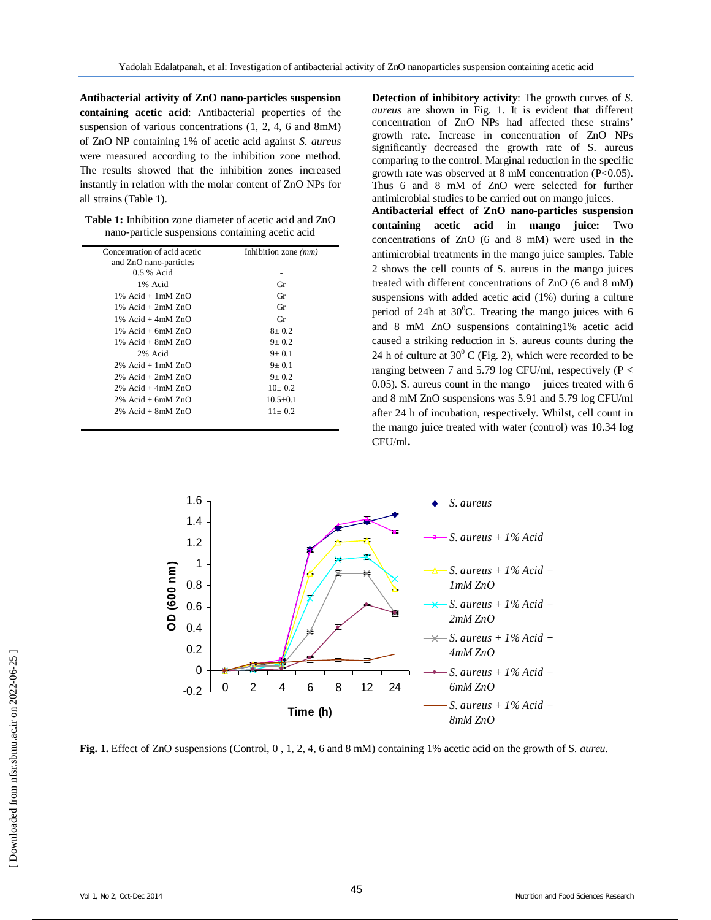**Antibacterial activity of ZnO nano-particles suspension containing acetic acid**: Antibacterial properties of the suspension of various concentrations (1, 2, 4, 6 and 8mM) of ZnO NP containing 1% of acetic acid against *S. aureus* were measured according to the inhibition zone method. The results showed that the inhibition zones increased instantly in relation with the molar content of ZnO NPs for all strains (Table 1).

**Table 1:** Inhibition zone diameter of acetic acid and ZnO nano-particle suspensions containing acetic acid

| Concentration of acid acetic and ZnO nano-particles | Inhibition zone *(mm)* |
|---|---|
| 0.5 % Acid | - |
| 1% Acid | Gr |
| 1% Acid + 1mM ZnO | Gr |
| 1% Acid + 2mM ZnO | Gr |
| 1% Acid + 4mM ZnO | Gr |
| 1% Acid + 6mM ZnO | 8± 0.2 |
| 1% Acid + 8mM ZnO | 9± 0.2 |
| 2% Acid | 9± 0.1 |
| 2% Acid + 1mM ZnO | 9± 0.1 |
| 2% Acid + 2mM ZnO | 9± 0.2 |
| 2% Acid + 4mM ZnO | 10± 0.2 |
| 2% Acid + 6mM ZnO | 10.5±0.1 |
| 2% Acid + 8mM ZnO | 11± 0.2 |

**Detection of inhibitory activity**: The growth curves of *S. aureus* are shown in Fig. 1. It is evident that different concentration of ZnO NPs had affected these strains' growth rate. Increase in concentration of ZnO NPs significantly decreased the growth rate of S. aureus comparing to the control. Marginal reduction in the specific growth rate was observed at 8 mM concentration ($P<0.05$). Thus 6 and 8 mM of ZnO were selected for further antimicrobial studies to be carried out on mango juices.

**Antibacterial effect of ZnO nano-particles suspension containing acetic acid in mango juice:** Two concentrations of ZnO (6 and 8 mM) were used in the antimicrobial treatments in the mango juice samples. Table 2 shows the cell counts of S. aureus in the mango juices treated with different concentrations of ZnO (6 and 8 mM) suspensions with added acetic acid (1%) during a culture period of 24h at 30$^0$C. Treating the mango juices with 6 and 8 mM ZnO suspensions containing1% acetic acid caused a striking reduction in S. aureus counts during the 24 h of culture at 30$^0$ C (Fig. 2), which were recorded to be ranging between 7 and 5.79 log CFU/ml, respectively ($P < 0.05$). S. aureus count in the mango juices treated with 6 and 8 mM ZnO suspensions was 5.91 and 5.79 log CFU/ml after 24 h of incubation, respectively. Whilst, cell count in the mango juice treated with water (control) was 10.34 log CFU/ml.

**Fig. 1.** Effect of ZnO suspensions (Control, 0 , 1, 2, 4, 6 and 8 mM) containing 1% acetic acid on the growth of S. *aureu*.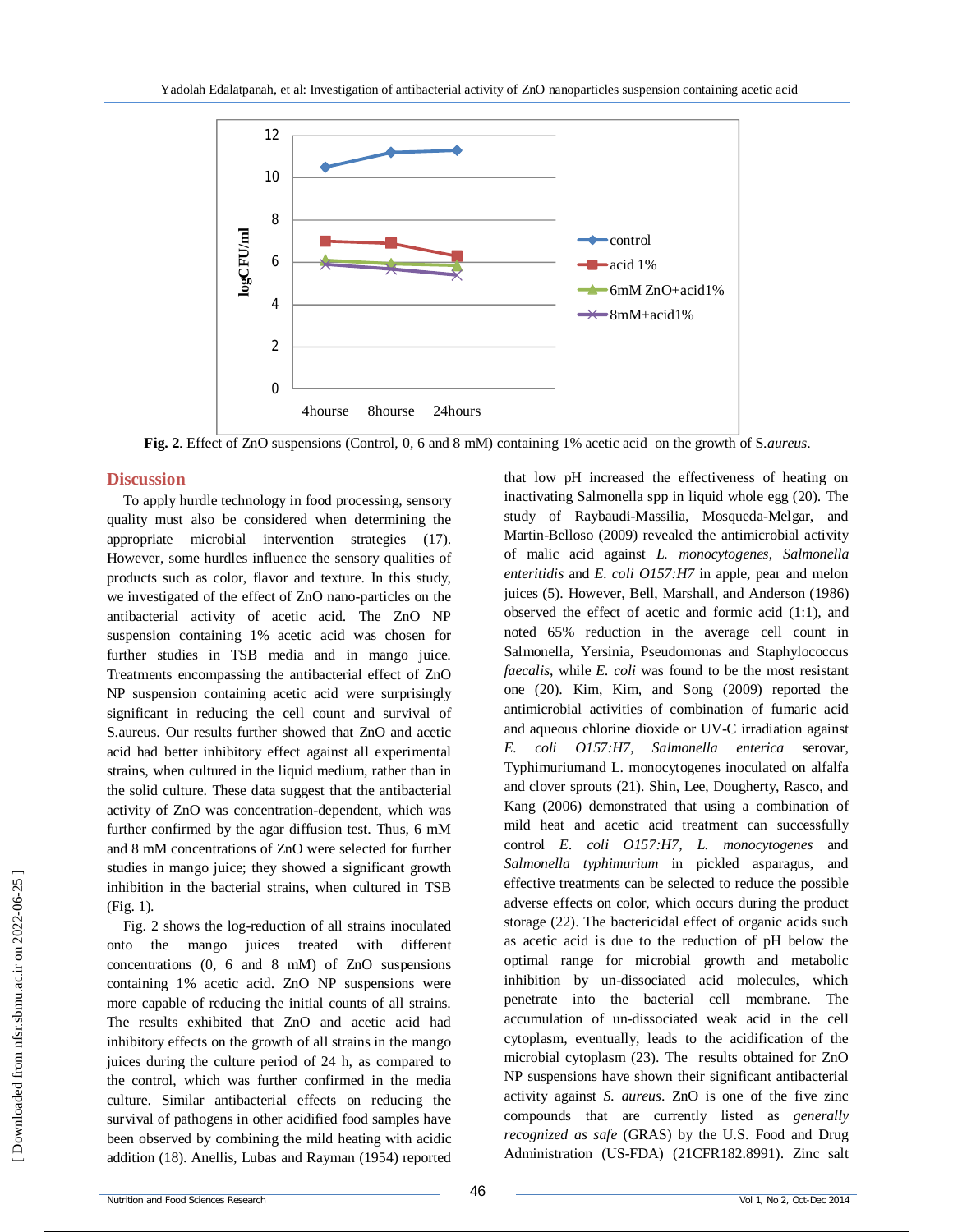**Fig. 2**. Effect of ZnO suspensions (Control, 0, 6 and 8 mM) containing 1% acetic acid on the growth of S.*aureus*.

## Discussion

To apply hurdle technology in food processing, sensory quality must also be considered when determining the appropriate microbial intervention strategies (17). However, some hurdles influence the sensory qualities of products such as color, flavor and texture. In this study, we investigated of the effect of ZnO nano-particles on the antibacterial activity of acetic acid. The ZnO NP suspension containing 1% acetic acid was chosen for further studies in TSB media and in mango juice. Treatments encompassing the antibacterial effect of ZnO NP suspension containing acetic acid were surprisingly significant in reducing the cell count and survival of S.aureus. Our results further showed that ZnO and acetic acid had better inhibitory effect against all experimental strains, when cultured in the liquid medium, rather than in the solid culture. These data suggest that the antibacterial activity of ZnO was concentration-dependent, which was further confirmed by the agar diffusion test. Thus, 6 mM and 8 mM concentrations of ZnO were selected for further studies in mango juice; they showed a significant growth inhibition in the bacterial strains, when cultured in TSB (Fig. 1).

Fig. 2 shows the log-reduction of all strains inoculated onto the mango juices treated with different concentrations (0, 6 and 8 mM) of ZnO suspensions containing 1% acetic acid. ZnO NP suspensions were more capable of reducing the initial counts of all strains. The results exhibited that ZnO and acetic acid had inhibitory effects on the growth of all strains in the mango juices during the culture period of 24 h, as compared to the control, which was further confirmed in the media culture. Similar antibacterial effects on reducing the survival of pathogens in other acidified food samples have been observed by combining the mild heating with acidic addition (18). Anellis, Lubas and Rayman (1954) reported that low pH increased the effectiveness of heating on inactivating Salmonella spp in liquid whole egg (20). The study of Raybaudi-Massilia, Mosqueda-Melgar, and Martin-Belloso (2009) revealed the antimicrobial activity of malic acid against *L. monocytogenes*, *Salmonella enteritidis* and *E. coli O157:H7* in apple, pear and melon juices (5). However, Bell, Marshall, and Anderson (1986) observed the effect of acetic and formic acid (1:1), and noted 65% reduction in the average cell count in Salmonella, Yersinia, Pseudomonas and Staphylococcus *faecalis*, while *E. coli* was found to be the most resistant one (20). Kim, Kim, and Song (2009) reported the antimicrobial activities of combination of fumaric acid and aqueous chlorine dioxide or UV-C irradiation against *E. coli O157:H7*, *Salmonella enterica* serovar, Typhimuriumand L. monocytogenes inoculated on alfalfa and clover sprouts (21). Shin, Lee, Dougherty, Rasco, and Kang (2006) demonstrated that using a combination of mild heat and acetic acid treatment can successfully control *E. coli O157:H7*, *L. monocytogenes* and *Salmonella typhimurium* in pickled asparagus, and effective treatments can be selected to reduce the possible adverse effects on color, which occurs during the product storage (22). The bactericidal effect of organic acids such as acetic acid is due to the reduction of pH below the optimal range for microbial growth and metabolic inhibition by un-dissociated acid molecules, which penetrate into the bacterial cell membrane. The accumulation of un-dissociated weak acid in the cell cytoplasm, eventually, leads to the acidification of the microbial cytoplasm (23). The results obtained for ZnO NP suspensions have shown their significant antibacterial activity against *S. aureus*. ZnO is one of the five zinc compounds that are currently listed as *generally recognized as safe* (GRAS) by the U.S. Food and Drug Administration (US-FDA) (21CFR182.8991). Zinc salt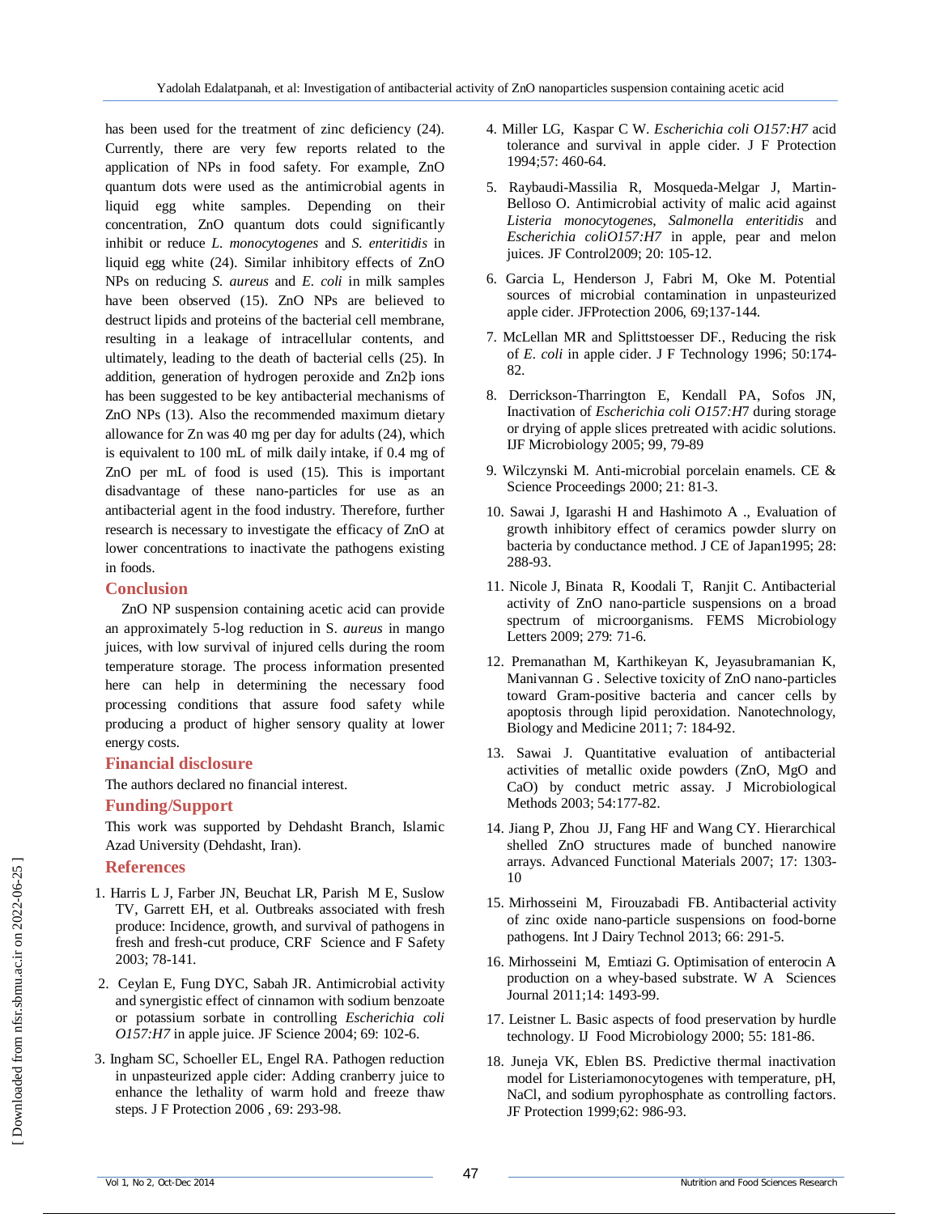has been used for the treatment of zinc deficiency (24). Currently, there are very few reports related to the application of NPs in food safety. For example, ZnO quantum dots were used as the antimicrobial agents in liquid egg white samples. Depending on their concentration, ZnO quantum dots could significantly inhibit or reduce *L. monocytogenes* and *S. enteritidis* in liquid egg white (24). Similar inhibitory effects of ZnO NPs on reducing *S. aureus* and *E. coli* in milk samples have been observed (15). ZnO NPs are believed to destruct lipids and proteins of the bacterial cell membrane, resulting in a leakage of intracellular contents, and ultimately, leading to the death of bacterial cells (25). In addition, generation of hydrogen peroxide and Zn2þ ions has been suggested to be key antibacterial mechanisms of ZnO NPs (13). Also the recommended maximum dietary allowance for Zn was 40 mg per day for adults (24), which is equivalent to 100 mL of milk daily intake, if 0.4 mg of ZnO per mL of food is used (15). This is important disadvantage of these nano-particles for use as an antibacterial agent in the food industry. Therefore, further research is necessary to investigate the efficacy of ZnO at lower concentrations to inactivate the pathogens existing in foods.

## Conclusion

ZnO NP suspension containing acetic acid can provide an approximately 5-log reduction in S. *aureus* in mango juices, with low survival of injured cells during the room temperature storage. The process information presented here can help in determining the necessary food processing conditions that assure food safety while producing a product of higher sensory quality at lower energy costs.

## Financial disclosure

The authors declared no financial interest.

## Funding/Support

This work was supported by Dehdasht Branch, Islamic Azad University (Dehdasht, Iran).

## References

1. Harris L J, Farber JN, Beuchat LR, Parish M E, Suslow TV, Garrett EH, et al. Outbreaks associated with fresh produce: Incidence, growth, and survival of pathogens in fresh and fresh-cut produce, CRF Science and F Safety 2003; 78-141.
2. Ceylan E, Fung DYC, Sabah JR. Antimicrobial activity and synergistic effect of cinnamon with sodium benzoate or potassium sorbate in controlling *Escherichia coli O157:H7* in apple juice. JF Science 2004; 69: 102-6.
3. Ingham SC, Schoeller EL, Engel RA. Pathogen reduction in unpasteurized apple cider: Adding cranberry juice to enhance the lethality of warm hold and freeze thaw steps. J F Protection 2006 , 69: 293-98.
4. Miller LG, Kaspar C W. *Escherichia coli O157:H7* acid tolerance and survival in apple cider. J F Protection 1994;57: 460-64.
5. Raybaudi-Massilia R, Mosqueda-Melgar J, Martin-Belloso O. Antimicrobial activity of malic acid against *Listeria monocytogenes*, *Salmonella enteritidis* and *Escherichia coliO157:H7* in apple, pear and melon juices. JF Control2009; 20: 105-12.
6. Garcia L, Henderson J, Fabri M, Oke M. Potential sources of microbial contamination in unpasteurized apple cider. JFProtection 2006, 69;137-144.
7. McLellan MR and Splittstoesser DF., Reducing the risk of *E. coli* in apple cider. J F Technology 1996; 50:174-82.
8. Derrickson-Tharrington E, Kendall PA, Sofos JN, Inactivation of *Escherichia coli O157:H7* during storage or drying of apple slices pretreated with acidic solutions. IJF Microbiology 2005; 99, 79-89
9. Wilczynski M. Anti-microbial porcelain enamels. CE & Science Proceedings 2000; 21: 81-3.
10. Sawai J, Igarashi H and Hashimoto A ., Evaluation of growth inhibitory effect of ceramics powder slurry on bacteria by conductance method. J CE of Japan1995; 28: 288-93.
11. Nicole J, Binata R, Koodali T, Ranjit C. Antibacterial activity of ZnO nano-particle suspensions on a broad spectrum of microorganisms. FEMS Microbiology Letters 2009; 279: 71-6.
12. Premanathan M, Karthikeyan K, Jeyasubramanian K, Manivannan G . Selective toxicity of ZnO nano-particles toward Gram-positive bacteria and cancer cells by apoptosis through lipid peroxidation. Nanotechnology, Biology and Medicine 2011; 7: 184-92.
13. Sawai J. Quantitative evaluation of antibacterial activities of metallic oxide powders (ZnO, MgO and CaO) by conduct metric assay. J Microbiological Methods 2003; 54:177-82.
14. Jiang P, Zhou JJ, Fang HF and Wang CY. Hierarchical shelled ZnO structures made of bunched nanowire arrays. Advanced Functional Materials 2007; 17: 1303-10
15. Mirhosseini M, Firouzabadi FB. Antibacterial activity of zinc oxide nano-particle suspensions on food-borne pathogens. Int J Dairy Technol 2013; 66: 291-5.
16. Mirhosseini M, Emtiazi G. Optimisation of enterocin A production on a whey-based substrate. W A Sciences Journal 2011;14: 1493-99.
17. Leistner L. Basic aspects of food preservation by hurdle technology. IJ Food Microbiology 2000; 55: 181-86.
18. Juneja VK, Eblen BS. Predictive thermal inactivation model for Listeriamonocytogenes with temperature, pH, NaCl, and sodium pyrophosphate as controlling factors. JF Protection 1999;62: 986-93.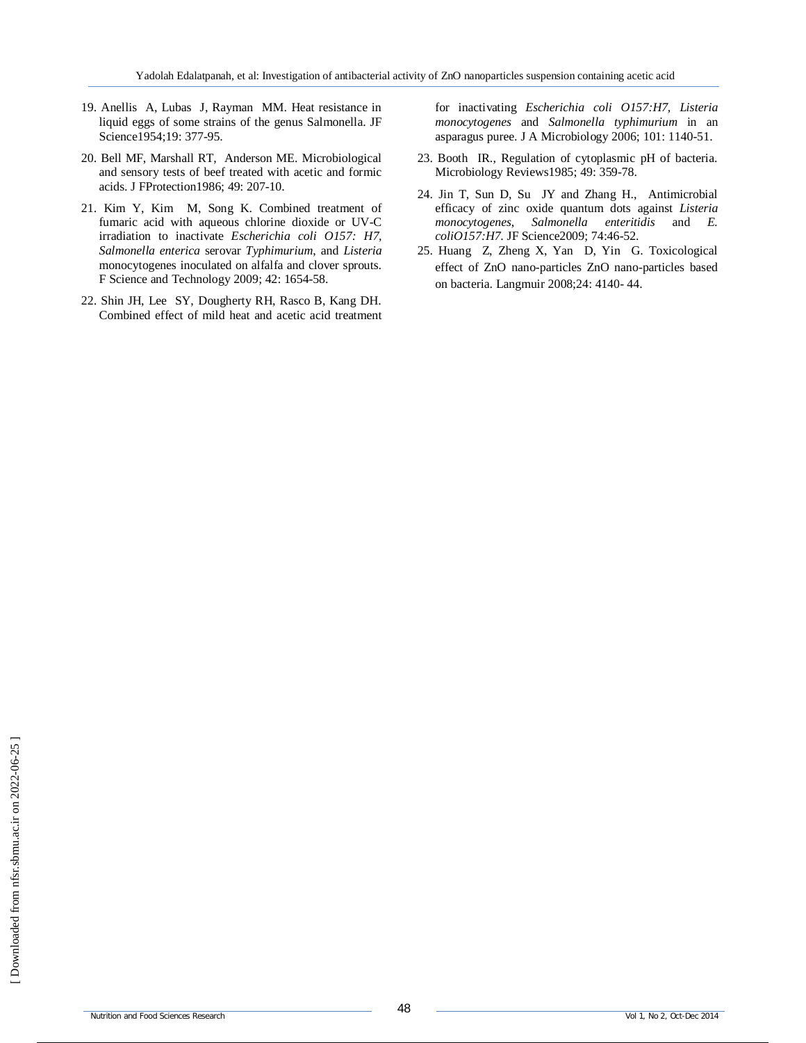19. Anellis A, Lubas J, Rayman MM. Heat resistance in liquid eggs of some strains of the genus Salmonella. JF Science1954;19: 377-95.

20. Bell MF, Marshall RT, Anderson ME. Microbiological and sensory tests of beef treated with acetic and formic acids. J FProtection1986; 49: 207-10.

21. Kim Y, Kim M, Song K. Combined treatment of fumaric acid with aqueous chlorine dioxide or UV-C irradiation to inactivate *Escherichia coli O157: H7*, *Salmonella enterica* serovar *Typhimurium*, and *Listeria* monocytogenes inoculated on alfalfa and clover sprouts. F Science and Technology 2009; 42: 1654-58.

22. Shin JH, Lee SY, Dougherty RH, Rasco B, Kang DH. Combined effect of mild heat and acetic acid treatment for inactivating *Escherichia coli O157:H7, Listeria monocytogenes* and *Salmonella typhimurium* in an asparagus puree. J A Microbiology 2006; 101: 1140-51.

23. Booth IR., Regulation of cytoplasmic pH of bacteria. Microbiology Reviews1985; 49: 359-78.

24. Jin T, Sun D, Su JY and Zhang H., Antimicrobial efficacy of zinc oxide quantum dots against *Listeria monocytogenes*, *Salmonella enteritidis* and *E. coliO157:H7*. JF Science2009; 74:46-52.

25. Huang Z, Zheng X, Yan D, Yin G. Toxicological effect of ZnO nano-particles ZnO nano-particles based on bacteria. Langmuir 2008;24: 4140- 44.